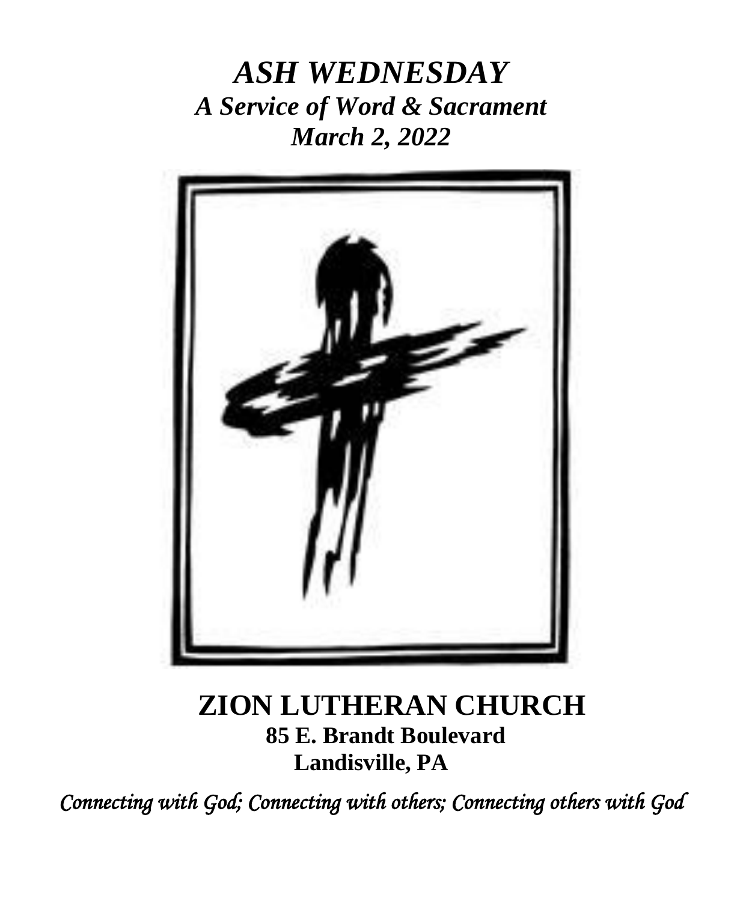# *ASH WEDNESDAY*

## *A Service of Word & Sacrament*

## *March 2, 2022*

**ZION LUTHERAN CHURCH**

**85 E. Brandt Boulevard**

**Landisville, PA**

*Connecting with God; Connecting with others; Connecting others with God*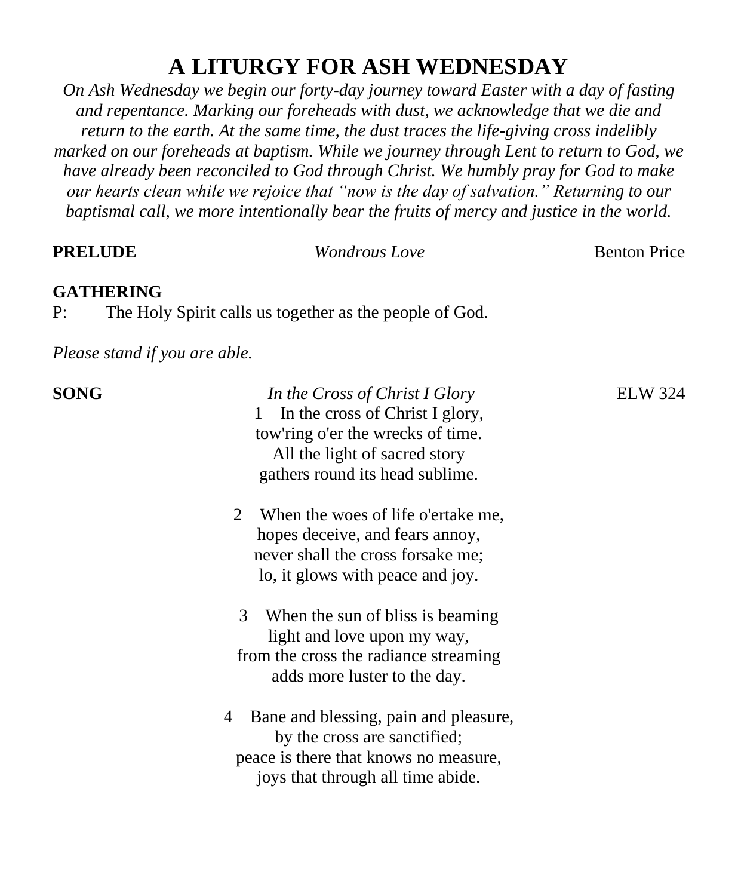# A LITURGY FOR ASH WEDNESDAY

*On Ash Wednesday we begin our forty-day journey toward Easter with a day of fasting and repentance. Marking our foreheads with dust, we acknowledge that we die and return to the earth. At the same time, the dust traces the life-giving cross indelibly marked on our foreheads at baptism. While we journey through Lent to return to God, we have already been reconciled to God through Christ. We humbly pray for God to make our hearts clean while we rejoice that "now is the day of salvation." Returning to our baptismal call, we more intentionally bear the fruits of mercy and justice in the world.*

**PRELUDE** *Wondrous Love* Benton Price

**GATHERING**

P: The Holy Spirit calls us together as the people of God.

*Please stand if you are able.*

**SONG** *In the Cross of Christ I Glory* ELW 324

1 In the cross of Christ I glory,
tow'ring o'er the wrecks of time.
All the light of sacred story
gathers round its head sublime.

2 When the woes of life o'ertake me,
hopes deceive, and fears annoy,
never shall the cross forsake me;
lo, it glows with peace and joy.

3 When the sun of bliss is beaming
light and love upon my way,
from the cross the radiance streaming
adds more luster to the day.

4 Bane and blessing, pain and pleasure,
by the cross are sanctified;
peace is there that knows no measure,
joys that through all time abide.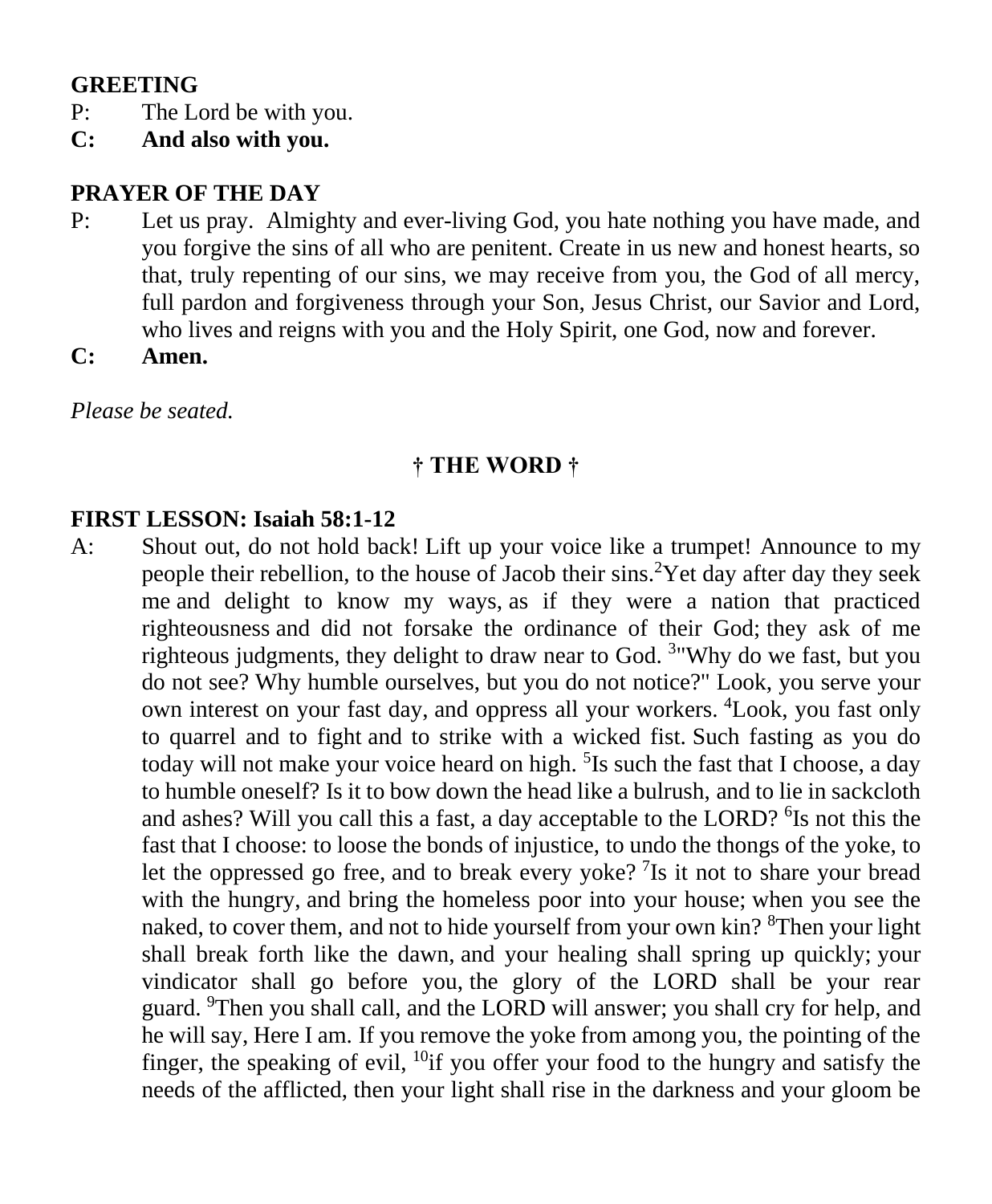**GREETING**

P: The Lord be with you.

**C: And also with you.**

**PRAYER OF THE DAY**

P: Let us pray. Almighty and ever-living God, you hate nothing you have made, and you forgive the sins of all who are penitent. Create in us new and honest hearts, so that, truly repenting of our sins, we may receive from you, the God of all mercy, full pardon and forgiveness through your Son, Jesus Christ, our Savior and Lord, who lives and reigns with you and the Holy Spirit, one God, now and forever.

**C: Amen.**

*Please be seated.*

## † THE WORD †

**FIRST LESSON: Isaiah 58:1-12**

A: Shout out, do not hold back! Lift up your voice like a trumpet! Announce to my people their rebellion, to the house of Jacob their sins.[2]Yet day after day they seek me and delight to know my ways, as if they were a nation that practiced righteousness and did not forsake the ordinance of their God; they ask of me righteous judgments, they delight to draw near to God. [3]"Why do we fast, but you do not see? Why humble ourselves, but you do not notice?" Look, you serve your own interest on your fast day, and oppress all your workers. [4]Look, you fast only to quarrel and to fight and to strike with a wicked fist. Such fasting as you do today will not make your voice heard on high. [5]Is such the fast that I choose, a day to humble oneself? Is it to bow down the head like a bulrush, and to lie in sackcloth and ashes? Will you call this a fast, a day acceptable to the LORD? [6]Is not this the fast that I choose: to loose the bonds of injustice, to undo the thongs of the yoke, to let the oppressed go free, and to break every yoke? [7]Is it not to share your bread with the hungry, and bring the homeless poor into your house; when you see the naked, to cover them, and not to hide yourself from your own kin? [8]Then your light shall break forth like the dawn, and your healing shall spring up quickly; your vindicator shall go before you, the glory of the LORD shall be your rear guard. [9]Then you shall call, and the LORD will answer; you shall cry for help, and he will say, Here I am. If you remove the yoke from among you, the pointing of the finger, the speaking of evil, [10]if you offer your food to the hungry and satisfy the needs of the afflicted, then your light shall rise in the darkness and your gloom be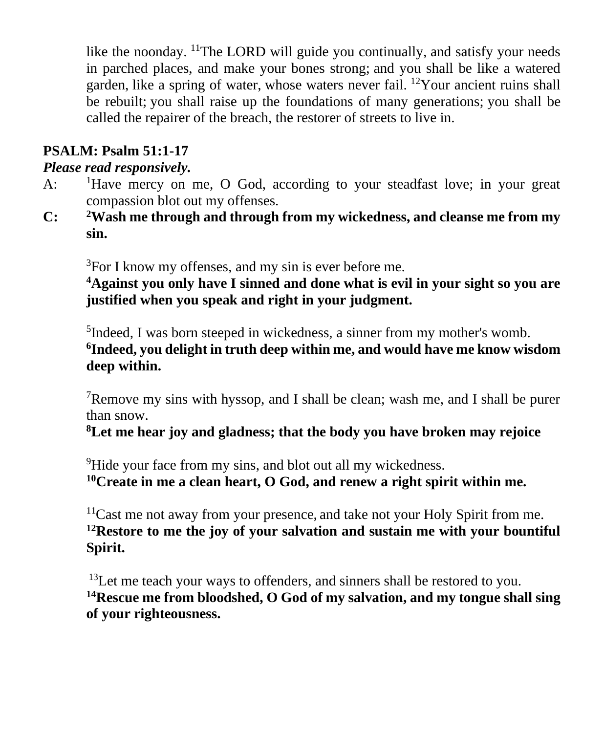like the noonday. [11]The LORD will guide you continually, and satisfy your needs in parched places, and make your bones strong; and you shall be like a watered garden, like a spring of water, whose waters never fail. [12]Your ancient ruins shall be rebuilt; you shall raise up the foundations of many generations; you shall be called the repairer of the breach, the restorer of streets to live in.

**PSALM: Psalm 51:1-17**

***Please read responsively.***

A: [1]Have mercy on me, O God, according to your steadfast love; in your great compassion blot out my offenses.

**C: [2]Wash me through and through from my wickedness, and cleanse me from my sin.**

[3]For I know my offenses, and my sin is ever before me.

**[4]Against you only have I sinned and done what is evil in your sight so you are justified when you speak and right in your judgment.**

[5]Indeed, I was born steeped in wickedness, a sinner from my mother's womb.

**[6]Indeed, you delight in truth deep within me, and would have me know wisdom deep within.**

[7]Remove my sins with hyssop, and I shall be clean; wash me, and I shall be purer than snow.

**[8]Let me hear joy and gladness; that the body you have broken may rejoice**

[9]Hide your face from my sins, and blot out all my wickedness.

**[10]Create in me a clean heart, O God, and renew a right spirit within me.**

[11]Cast me not away from your presence, and take not your Holy Spirit from me.

**[12]Restore to me the joy of your salvation and sustain me with your bountiful Spirit.**

[13]Let me teach your ways to offenders, and sinners shall be restored to you.

**[14]Rescue me from bloodshed, O God of my salvation, and my tongue shall sing of your righteousness.**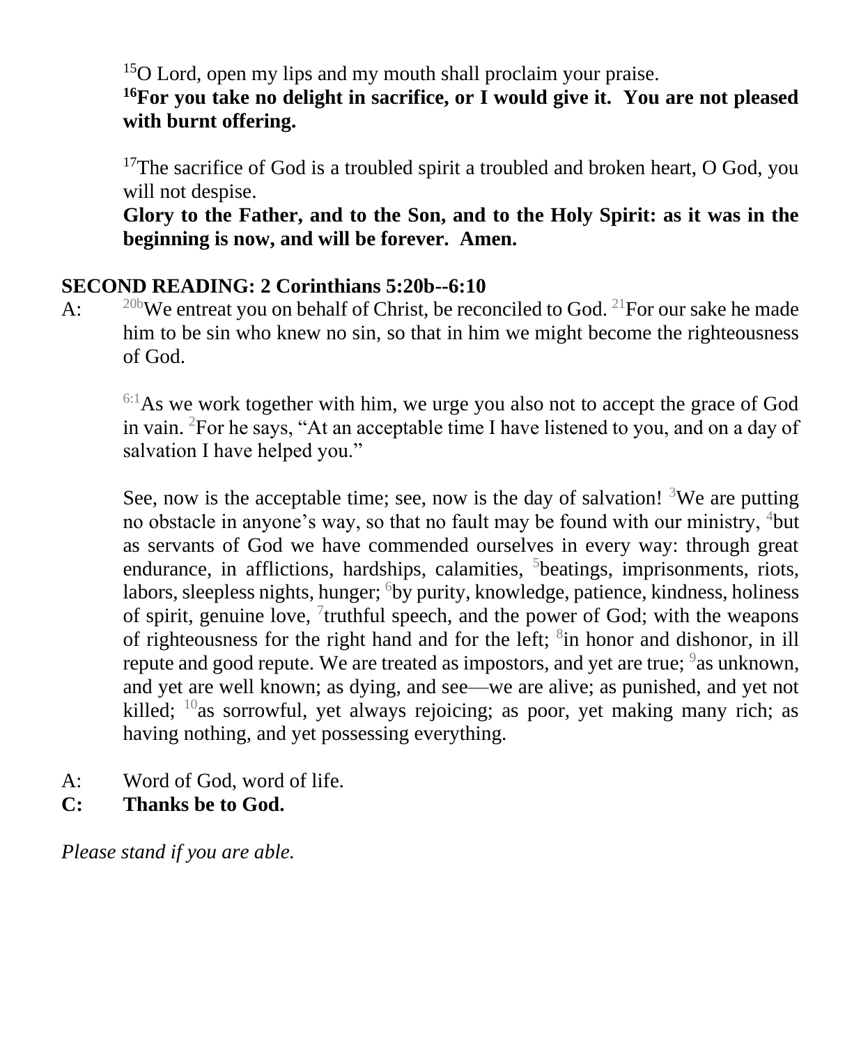[15]O Lord, open my lips and my mouth shall proclaim your praise.
**[16]For you take no delight in sacrifice, or I would give it. You are not pleased with burnt offering.**

[17]The sacrifice of God is a troubled spirit a troubled and broken heart, O God, you will not despise.
**Glory to the Father, and to the Son, and to the Holy Spirit: as it was in the beginning is now, and will be forever. Amen.**

## SECOND READING: 2 Corinthians 5:20b--6:10

A: [20b]We entreat you on behalf of Christ, be reconciled to God. [21]For our sake he made him to be sin who knew no sin, so that in him we might become the righteousness of God.

[6:1]As we work together with him, we urge you also not to accept the grace of God in vain. [2]For he says, "At an acceptable time I have listened to you, and on a day of salvation I have helped you."

See, now is the acceptable time; see, now is the day of salvation! [3]We are putting no obstacle in anyone's way, so that no fault may be found with our ministry, [4]but as servants of God we have commended ourselves in every way: through great endurance, in afflictions, hardships, calamities, [5]beatings, imprisonments, riots, labors, sleepless nights, hunger; [6]by purity, knowledge, patience, kindness, holiness of spirit, genuine love, [7]truthful speech, and the power of God; with the weapons of righteousness for the right hand and for the left; [8]in honor and dishonor, in ill repute and good repute. We are treated as impostors, and yet are true; [9]as unknown, and yet are well known; as dying, and see—we are alive; as punished, and yet not killed; [10]as sorrowful, yet always rejoicing; as poor, yet making many rich; as having nothing, and yet possessing everything.

A: Word of God, word of life.
**C: Thanks be to God.**

*Please stand if you are able.*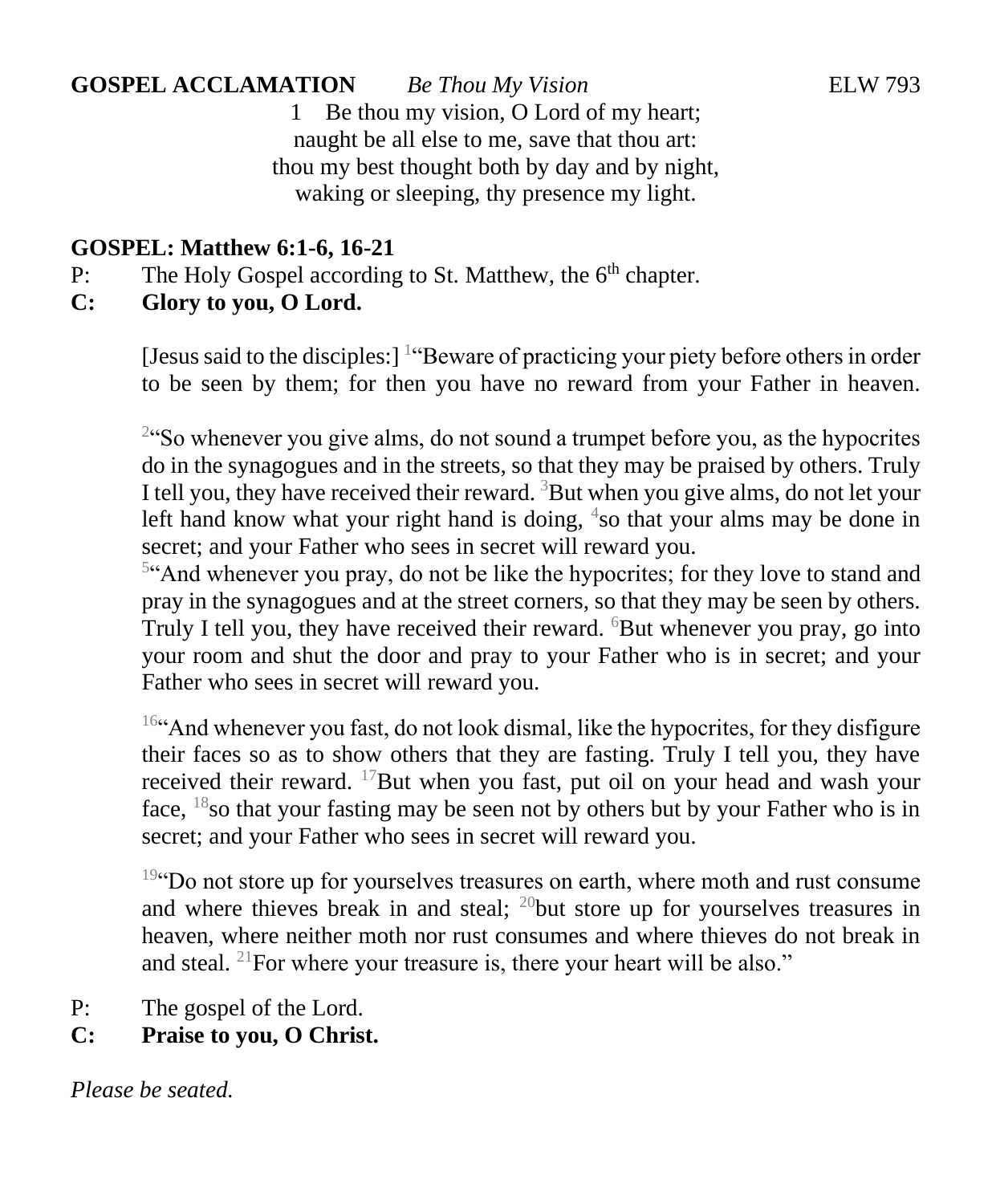**GOSPEL ACCLAMATION** *Be Thou My Vision* ELW 793

1 Be thou my vision, O Lord of my heart;
naught be all else to me, save that thou art:
thou my best thought both by day and by night,
waking or sleeping, thy presence my light.

**GOSPEL: Matthew 6:1-6, 16-21**

P: The Holy Gospel according to St. Matthew, the 6th chapter.

**C: Glory to you, O Lord.**

[Jesus said to the disciples:] [1]"Beware of practicing your piety before others in order to be seen by them; for then you have no reward from your Father in heaven.

[2]"So whenever you give alms, do not sound a trumpet before you, as the hypocrites do in the synagogues and in the streets, so that they may be praised by others. Truly I tell you, they have received their reward. [3]But when you give alms, do not let your left hand know what your right hand is doing, [4]so that your alms may be done in secret; and your Father who sees in secret will reward you.
[5]"And whenever you pray, do not be like the hypocrites; for they love to stand and pray in the synagogues and at the street corners, so that they may be seen by others. Truly I tell you, they have received their reward. [6]But whenever you pray, go into your room and shut the door and pray to your Father who is in secret; and your Father who sees in secret will reward you.

[16]"And whenever you fast, do not look dismal, like the hypocrites, for they disfigure their faces so as to show others that they are fasting. Truly I tell you, they have received their reward. [17]But when you fast, put oil on your head and wash your face, [18]so that your fasting may be seen not by others but by your Father who is in secret; and your Father who sees in secret will reward you.

[19]"Do not store up for yourselves treasures on earth, where moth and rust consume and where thieves break in and steal; [20]but store up for yourselves treasures in heaven, where neither moth nor rust consumes and where thieves do not break in and steal. [21]For where your treasure is, there your heart will be also."

P: The gospel of the Lord.

**C: Praise to you, O Christ.**

*Please be seated.*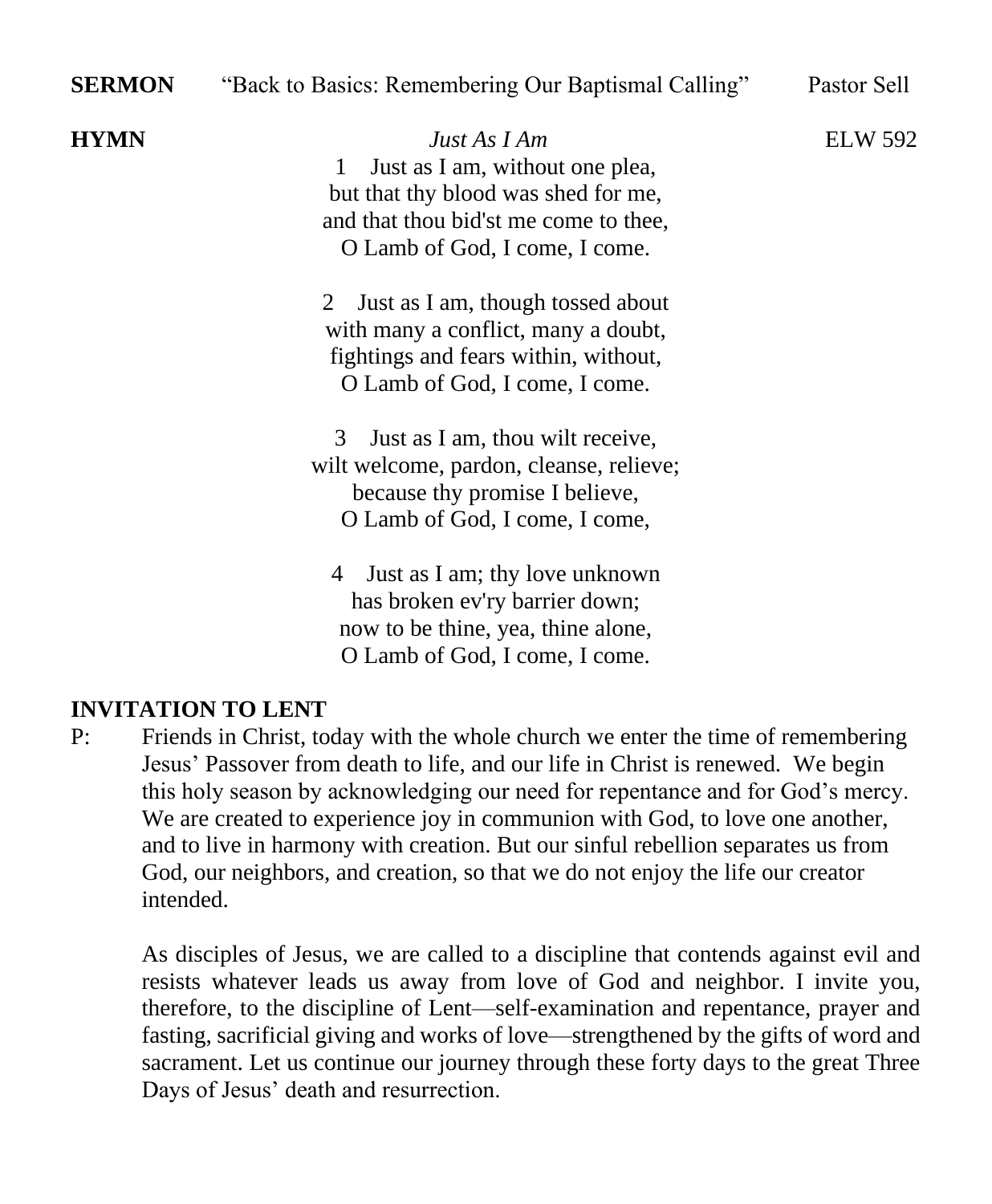**SERMON** “Back to Basics: Remembering Our Baptismal Calling” Pastor Sell

**HYMN** *Just As I Am* ELW 592

1 Just as I am, without one plea,
but that thy blood was shed for me,
and that thou bid'st me come to thee,
O Lamb of God, I come, I come.

2 Just as I am, though tossed about
with many a conflict, many a doubt,
fightings and fears within, without,
O Lamb of God, I come, I come.

3 Just as I am, thou wilt receive,
wilt welcome, pardon, cleanse, relieve;
because thy promise I believe,
O Lamb of God, I come, I come,

4 Just as I am; thy love unknown
has broken ev'ry barrier down;
now to be thine, yea, thine alone,
O Lamb of God, I come, I come.

**INVITATION TO LENT**

P: Friends in Christ, today with the whole church we enter the time of remembering Jesus’ Passover from death to life, and our life in Christ is renewed. We begin this holy season by acknowledging our need for repentance and for God’s mercy. We are created to experience joy in communion with God, to love one another, and to live in harmony with creation. But our sinful rebellion separates us from God, our neighbors, and creation, so that we do not enjoy the life our creator intended.

As disciples of Jesus, we are called to a discipline that contends against evil and resists whatever leads us away from love of God and neighbor. I invite you, therefore, to the discipline of Lent—self-examination and repentance, prayer and fasting, sacrificial giving and works of love—strengthened by the gifts of word and sacrament. Let us continue our journey through these forty days to the great Three Days of Jesus’ death and resurrection.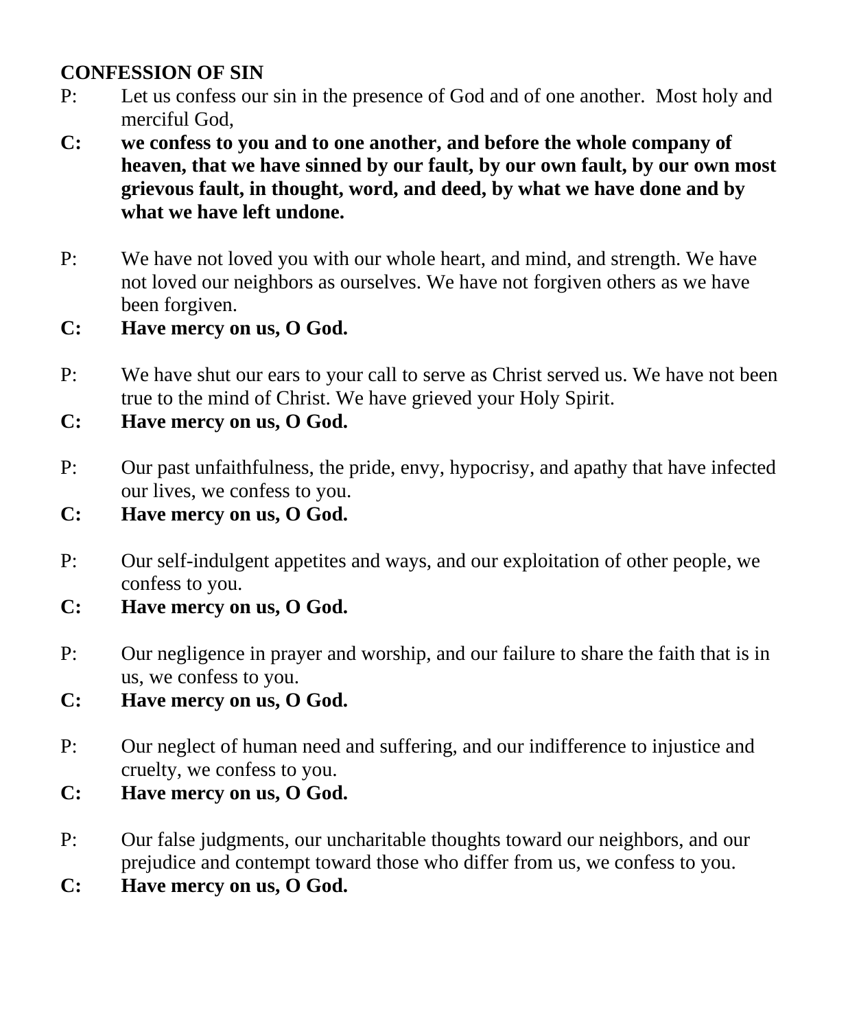**CONFESSION OF SIN**

P: Let us confess our sin in the presence of God and of one another. Most holy and merciful God,

**C: we confess to you and to one another, and before the whole company of heaven, that we have sinned by our fault, by our own fault, by our own most grievous fault, in thought, word, and deed, by what we have done and by what we have left undone.**

P: We have not loved you with our whole heart, and mind, and strength. We have not loved our neighbors as ourselves. We have not forgiven others as we have been forgiven.

**C: Have mercy on us, O God.**

P: We have shut our ears to your call to serve as Christ served us. We have not been true to the mind of Christ. We have grieved your Holy Spirit.

**C: Have mercy on us, O God.**

P: Our past unfaithfulness, the pride, envy, hypocrisy, and apathy that have infected our lives, we confess to you.

**C: Have mercy on us, O God.**

P: Our self-indulgent appetites and ways, and our exploitation of other people, we confess to you.

**C: Have mercy on us, O God.**

P: Our negligence in prayer and worship, and our failure to share the faith that is in us, we confess to you.

**C: Have mercy on us, O God.**

P: Our neglect of human need and suffering, and our indifference to injustice and cruelty, we confess to you.

**C: Have mercy on us, O God.**

P: Our false judgments, our uncharitable thoughts toward our neighbors, and our prejudice and contempt toward those who differ from us, we confess to you.

**C: Have mercy on us, O God.**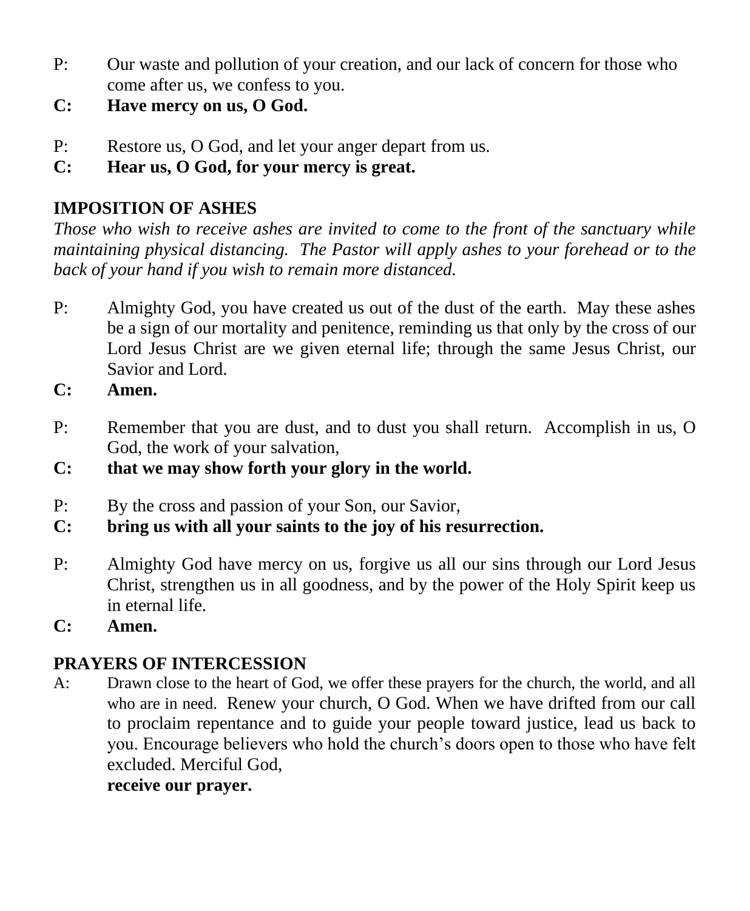P: Our waste and pollution of your creation, and our lack of concern for those who come after us, we confess to you.

**C: Have mercy on us, O God.**

P: Restore us, O God, and let your anger depart from us.

**C: Hear us, O God, for your mercy is great.**

## IMPOSITION OF ASHES

*Those who wish to receive ashes are invited to come to the front of the sanctuary while maintaining physical distancing. The Pastor will apply ashes to your forehead or to the back of your hand if you wish to remain more distanced.*

P: Almighty God, you have created us out of the dust of the earth. May these ashes be a sign of our mortality and penitence, reminding us that only by the cross of our Lord Jesus Christ are we given eternal life; through the same Jesus Christ, our Savior and Lord.

**C: Amen.**

P: Remember that you are dust, and to dust you shall return. Accomplish in us, O God, the work of your salvation,

**C: that we may show forth your glory in the world.**

P: By the cross and passion of your Son, our Savior,

**C: bring us with all your saints to the joy of his resurrection.**

P: Almighty God have mercy on us, forgive us all our sins through our Lord Jesus Christ, strengthen us in all goodness, and by the power of the Holy Spirit keep us in eternal life.

**C: Amen.**

## PRAYERS OF INTERCESSION

A: Drawn close to the heart of God, we offer these prayers for the church, the world, and all who are in need. Renew your church, O God. When we have drifted from our call to proclaim repentance and to guide your people toward justice, lead us back to you. Encourage believers who hold the church's doors open to those who have felt excluded. Merciful God,

**receive our prayer.**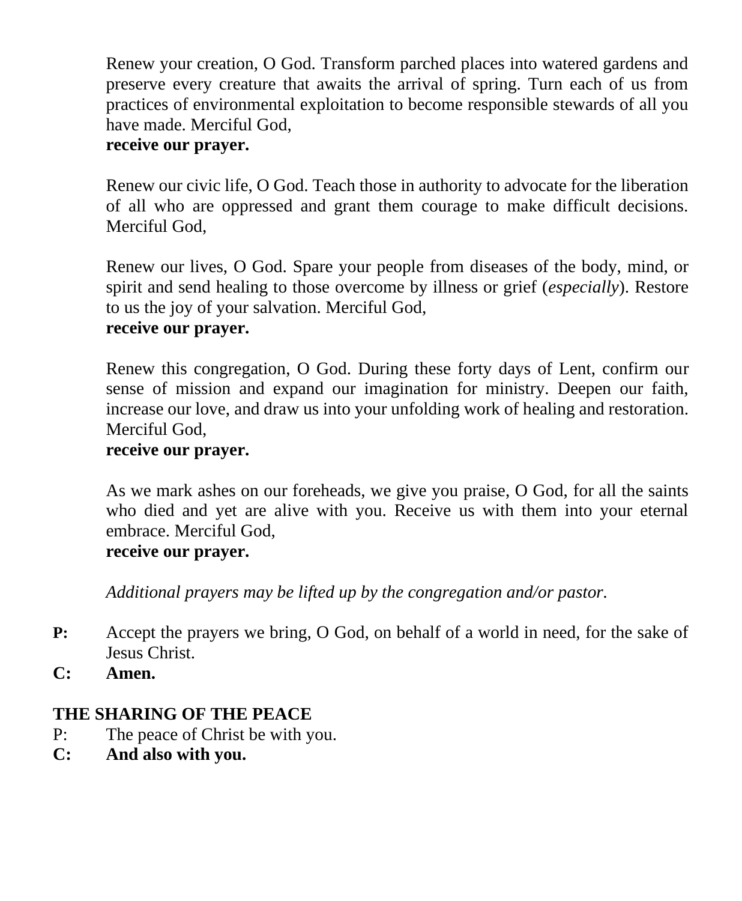Renew your creation, O God. Transform parched places into watered gardens and preserve every creature that awaits the arrival of spring. Turn each of us from practices of environmental exploitation to become responsible stewards of all you have made. Merciful God,
**receive our prayer.**

Renew our civic life, O God. Teach those in authority to advocate for the liberation of all who are oppressed and grant them courage to make difficult decisions. Merciful God,

Renew our lives, O God. Spare your people from diseases of the body, mind, or spirit and send healing to those overcome by illness or grief (*especially*). Restore to us the joy of your salvation. Merciful God,
**receive our prayer.**

Renew this congregation, O God. During these forty days of Lent, confirm our sense of mission and expand our imagination for ministry. Deepen our faith, increase our love, and draw us into your unfolding work of healing and restoration. Merciful God,
**receive our prayer.**

As we mark ashes on our foreheads, we give you praise, O God, for all the saints who died and yet are alive with you. Receive us with them into your eternal embrace. Merciful God,
**receive our prayer.**

*Additional prayers may be lifted up by the congregation and/or pastor.*

**P:** Accept the prayers we bring, O God, on behalf of a world in need, for the sake of Jesus Christ.
**C: Amen.**

**THE SHARING OF THE PEACE**

P: The peace of Christ be with you.
**C: And also with you.**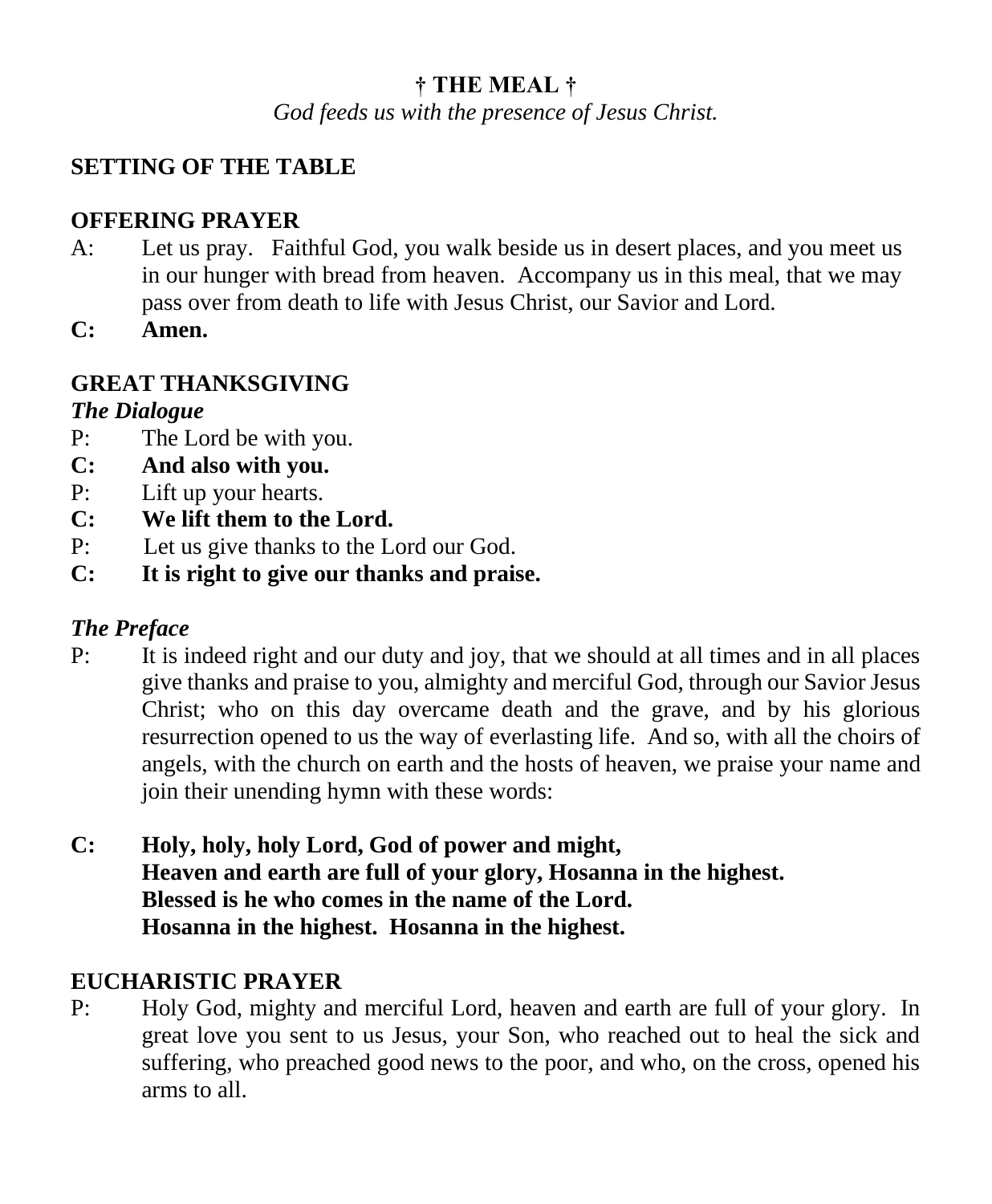## † THE MEAL †

*God feeds us with the presence of Jesus Christ.*

### SETTING OF THE TABLE

### OFFERING PRAYER

A: Let us pray. Faithful God, you walk beside us in desert places, and you meet us in our hunger with bread from heaven. Accompany us in this meal, that we may pass over from death to life with Jesus Christ, our Savior and Lord.

**C: Amen.**

### GREAT THANKSGIVING

***The Dialogue***

P: The Lord be with you.

**C: And also with you.**

P: Lift up your hearts.

**C: We lift them to the Lord.**

P: Let us give thanks to the Lord our God.

**C: It is right to give our thanks and praise.**

***The Preface***

P: It is indeed right and our duty and joy, that we should at all times and in all places give thanks and praise to you, almighty and merciful God, through our Savior Jesus Christ; who on this day overcame death and the grave, and by his glorious resurrection opened to us the way of everlasting life. And so, with all the choirs of angels, with the church on earth and the hosts of heaven, we praise your name and join their unending hymn with these words:

**C: Holy, holy, holy Lord, God of power and might,
Heaven and earth are full of your glory, Hosanna in the highest.
Blessed is he who comes in the name of the Lord.
Hosanna in the highest. Hosanna in the highest.**

### EUCHARISTIC PRAYER

P: Holy God, mighty and merciful Lord, heaven and earth are full of your glory. In great love you sent to us Jesus, your Son, who reached out to heal the sick and suffering, who preached good news to the poor, and who, on the cross, opened his arms to all.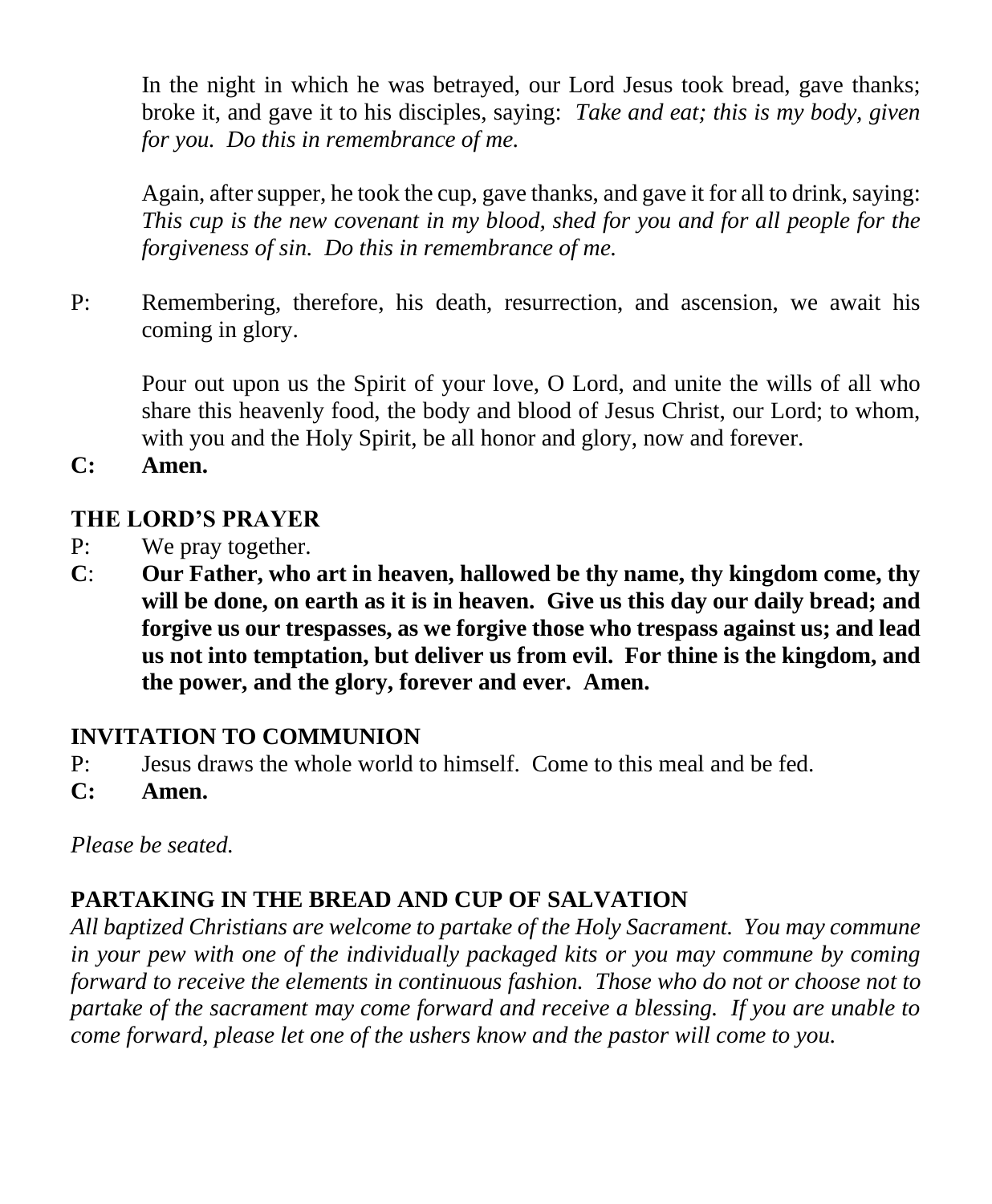In the night in which he was betrayed, our Lord Jesus took bread, gave thanks; broke it, and gave it to his disciples, saying: *Take and eat; this is my body, given for you. Do this in remembrance of me.*

Again, after supper, he took the cup, gave thanks, and gave it for all to drink, saying: *This cup is the new covenant in my blood, shed for you and for all people for the forgiveness of sin. Do this in remembrance of me.*

P: Remembering, therefore, his death, resurrection, and ascension, we await his coming in glory.

Pour out upon us the Spirit of your love, O Lord, and unite the wills of all who share this heavenly food, the body and blood of Jesus Christ, our Lord; to whom, with you and the Holy Spirit, be all honor and glory, now and forever.

**C: Amen.**

## THE LORD'S PRAYER

P: We pray together.

**C: Our Father, who art in heaven, hallowed be thy name, thy kingdom come, thy will be done, on earth as it is in heaven. Give us this day our daily bread; and forgive us our trespasses, as we forgive those who trespass against us; and lead us not into temptation, but deliver us from evil. For thine is the kingdom, and the power, and the glory, forever and ever. Amen.**

## INVITATION TO COMMUNION

P: Jesus draws the whole world to himself. Come to this meal and be fed.

**C: Amen.**

*Please be seated.*

## PARTAKING IN THE BREAD AND CUP OF SALVATION

*All baptized Christians are welcome to partake of the Holy Sacrament. You may commune in your pew with one of the individually packaged kits or you may commune by coming forward to receive the elements in continuous fashion. Those who do not or choose not to partake of the sacrament may come forward and receive a blessing. If you are unable to come forward, please let one of the ushers know and the pastor will come to you.*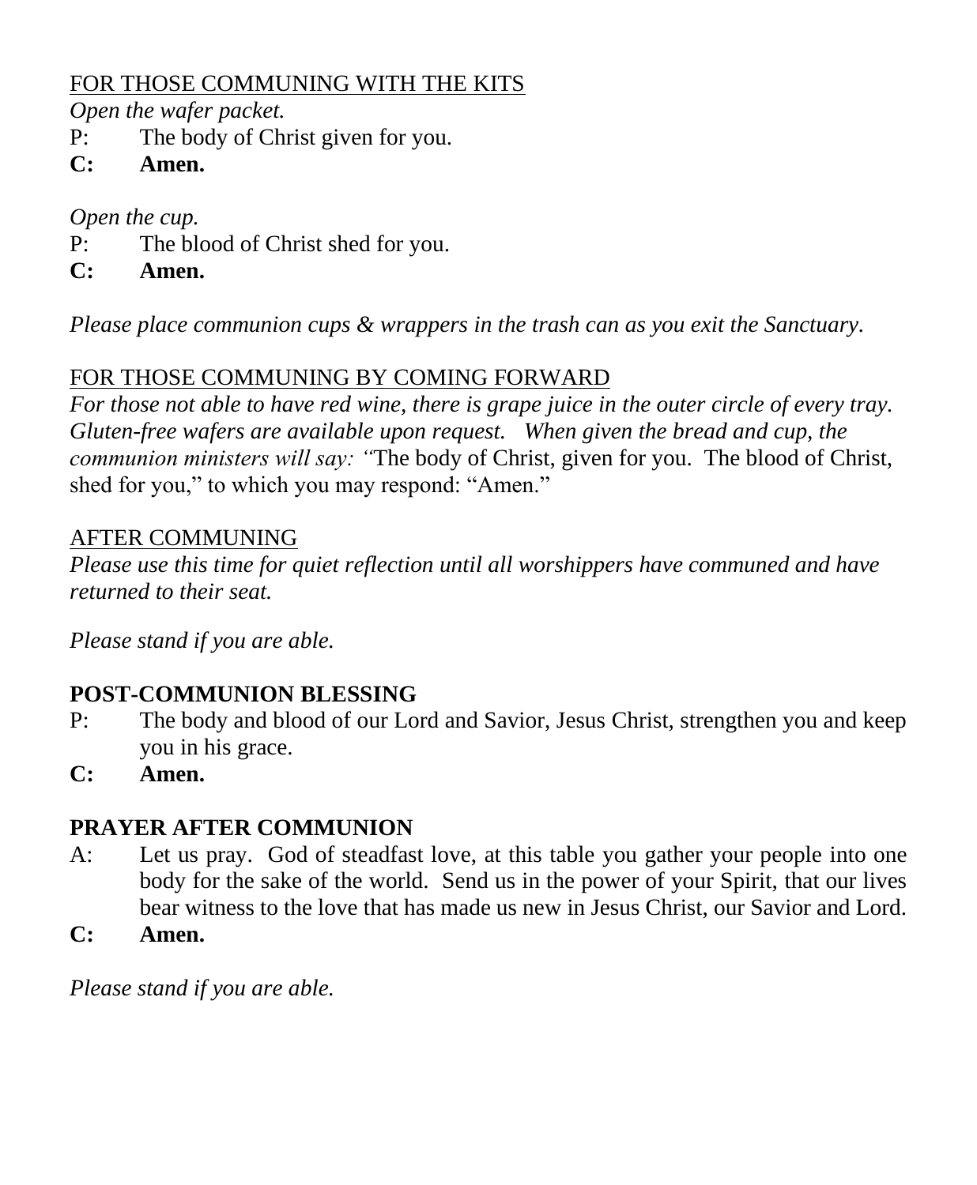<u>FOR THOSE COMMUNING WITH THE KITS</u>

*Open the wafer packet.*

P: The body of Christ given for you.

**C: Amen.**

*Open the cup.*

P: The blood of Christ shed for you.

**C: Amen.**

*Please place communion cups & wrappers in the trash can as you exit the Sanctuary.*

<u>FOR THOSE COMMUNING BY COMING FORWARD</u>

*For those not able to have red wine, there is grape juice in the outer circle of every tray. Gluten-free wafers are available upon request. When given the bread and cup, the communion ministers will say: "*The body of Christ, given for you. The blood of Christ, shed for you," to which you may respond: "Amen."

<u>AFTER COMMUNING</u>

*Please use this time for quiet reflection until all worshippers have communed and have returned to their seat.*

*Please stand if you are able.*

**POST-COMMUNION BLESSING**

P: The body and blood of our Lord and Savior, Jesus Christ, strengthen you and keep you in his grace.

**C: Amen.**

**PRAYER AFTER COMMUNION**

A: Let us pray. God of steadfast love, at this table you gather your people into one body for the sake of the world. Send us in the power of your Spirit, that our lives bear witness to the love that has made us new in Jesus Christ, our Savior and Lord.

**C: Amen.**

*Please stand if you are able.*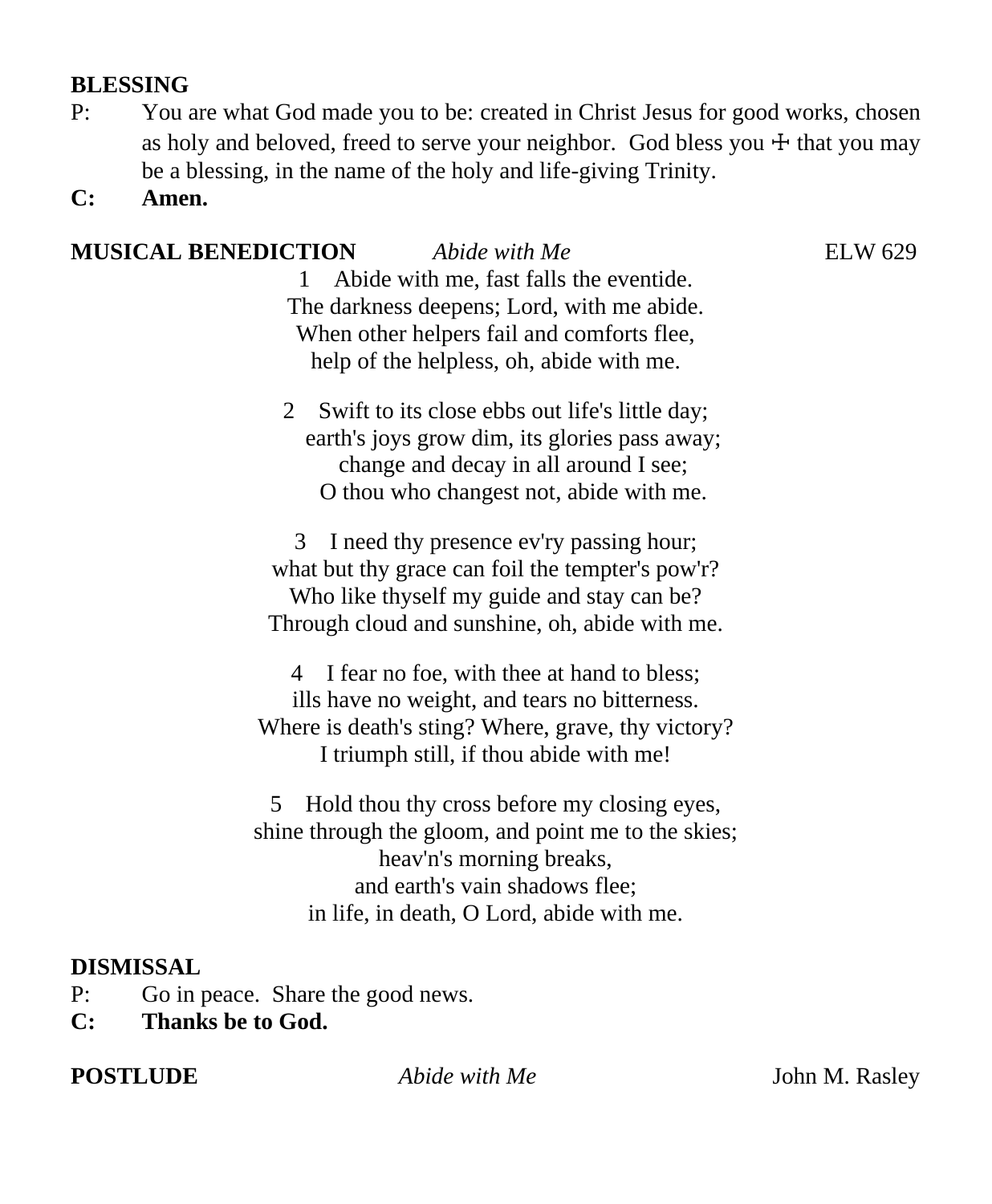**BLESSING**

P: You are what God made you to be: created in Christ Jesus for good works, chosen as holy and beloved, freed to serve your neighbor. God bless you ☩ that you may be a blessing, in the name of the holy and life-giving Trinity.

**C: Amen.**

**MUSICAL BENEDICTION** *Abide with Me* ELW 629

1 Abide with me, fast falls the eventide.
The darkness deepens; Lord, with me abide.
When other helpers fail and comforts flee,
help of the helpless, oh, abide with me.

2 Swift to its close ebbs out life's little day;
earth's joys grow dim, its glories pass away;
change and decay in all around I see;
O thou who changest not, abide with me.

3 I need thy presence ev'ry passing hour;
what but thy grace can foil the tempter's pow'r?
Who like thyself my guide and stay can be?
Through cloud and sunshine, oh, abide with me.

4 I fear no foe, with thee at hand to bless;
ills have no weight, and tears no bitterness.
Where is death's sting? Where, grave, thy victory?
I triumph still, if thou abide with me!

5 Hold thou thy cross before my closing eyes,
shine through the gloom, and point me to the skies;
heav'n's morning breaks,
and earth's vain shadows flee;
in life, in death, O Lord, abide with me.

**DISMISSAL**

P: Go in peace. Share the good news.

**C: Thanks be to God.**

**POSTLUDE** *Abide with Me* John M. Rasley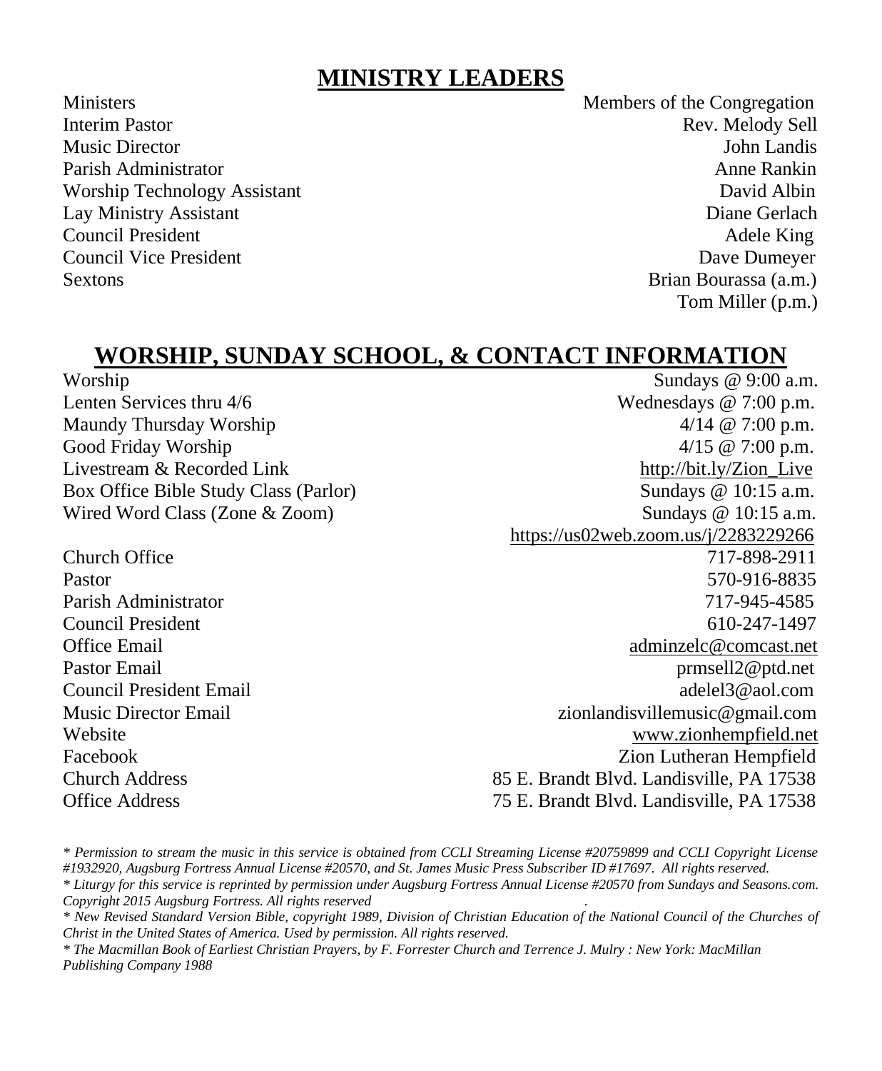## MINISTRY LEADERS

| | |
|---|---|
| Ministers | Members of the Congregation |
| Interim Pastor | Rev. Melody Sell |
| Music Director | John Landis |
| Parish Administrator | Anne Rankin |
| Worship Technology Assistant | David Albin |
| Lay Ministry Assistant | Diane Gerlach |
| Council President | Adele King |
| Council Vice President | Dave Dumeyer |
| Sextons | Brian Bourassa (a.m.) |
| | Tom Miller (p.m.) |

## WORSHIP, SUNDAY SCHOOL, & CONTACT INFORMATION

| | |
|---|---|
| Worship | Sundays @ 9:00 a.m. |
| Lenten Services thru 4/6 | Wednesdays @ 7:00 p.m. |
| Maundy Thursday Worship | 4/14 @ 7:00 p.m. |
| Good Friday Worship | 4/15 @ 7:00 p.m. |
| Livestream & Recorded Link | http://bit.ly/Zion_Live |
| Box Office Bible Study Class (Parlor) | Sundays @ 10:15 a.m. |
| Wired Word Class (Zone & Zoom) | Sundays @ 10:15 a.m. |
| | https://us02web.zoom.us/j/2283229266 |
| Church Office | 717-898-2911 |
| Pastor | 570-916-8835 |
| Parish Administrator | 717-945-4585 |
| Council President | 610-247-1497 |
| Office Email | adminzelc@comcast.net |
| Pastor Email | prmsell2@ptd.net |
| Council President Email | adelel3@aol.com |
| Music Director Email | zionlandisvillemusic@gmail.com |
| Website | www.zionhempfield.net |
| Facebook | Zion Lutheran Hempfield |
| Church Address | 85 E. Brandt Blvd. Landisville, PA 17538 |
| Office Address | 75 E. Brandt Blvd. Landisville, PA 17538 |

*\* Permission to stream the music in this service is obtained from CCLI Streaming License #20759899 and CCLI Copyright License #1932920, Augsburg Fortress Annual License #20570, and St. James Music Press Subscriber ID #17697. All rights reserved.*

*\* Liturgy for this service is reprinted by permission under Augsburg Fortress Annual License #20570 from Sundays and Seasons.com. Copyright 2015 Augsburg Fortress. All rights reserved.*

*\* New Revised Standard Version Bible, copyright 1989, Division of Christian Education of the National Council of the Churches of Christ in the United States of America. Used by permission. All rights reserved.*

*\* The Macmillan Book of Earliest Christian Prayers, by F. Forrester Church and Terrence J. Mulry : New York: MacMillan Publishing Company 1988*